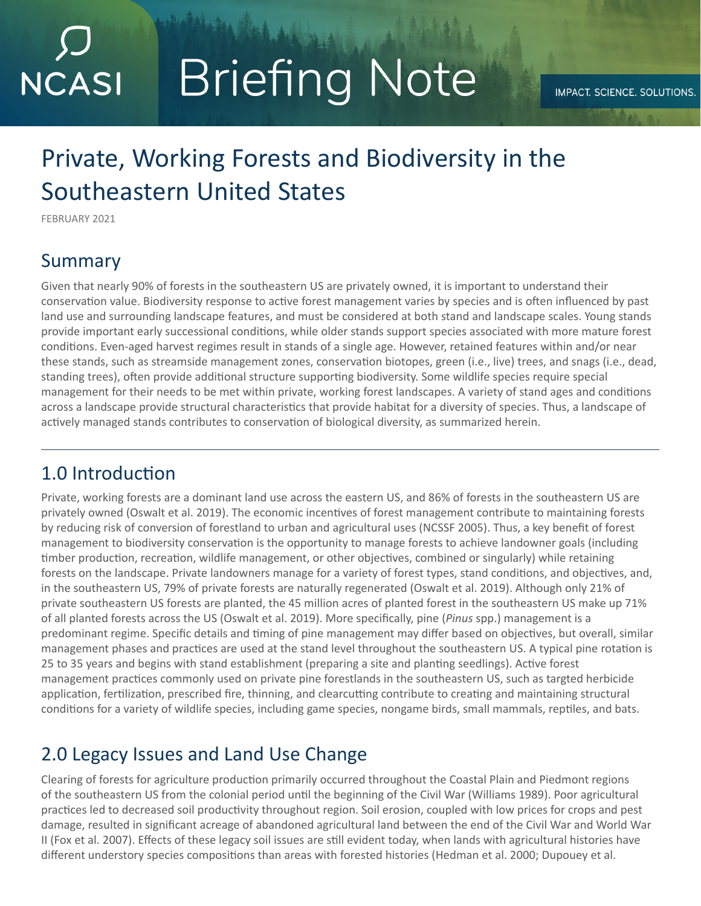NCASI

# Briefing Note

IMPACT. SCIENCE. SOLUTIONS.

# Private, Working Forests and Biodiversity in the Southeastern United States

FEBRUARY 2021

## Summary

Given that nearly 90% of forests in the southeastern US are privately owned, it is important to understand their conservation value. Biodiversity response to active forest management varies by species and is often influenced by past land use and surrounding landscape features, and must be considered at both stand and landscape scales. Young stands provide important early successional conditions, while older stands support species associated with more mature forest conditions. Even-aged harvest regimes result in stands of a single age. However, retained features within and/or near these stands, such as streamside management zones, conservation biotopes, green (i.e., live) trees, and snags (i.e., dead, standing trees), often provide additional structure supporting biodiversity. Some wildlife species require special management for their needs to be met within private, working forest landscapes. A variety of stand ages and conditions across a landscape provide structural characteristics that provide habitat for a diversity of species. Thus, a landscape of actively managed stands contributes to conservation of biological diversity, as summarized herein.

## 1.0 Introduction

Private, working forests are a dominant land use across the eastern US, and 86% of forests in the southeastern US are privately owned (Oswalt et al. 2019). The economic incentives of forest management contribute to maintaining forests by reducing risk of conversion of forestland to urban and agricultural uses (NCSSF 2005). Thus, a key benefit of forest management to biodiversity conservation is the opportunity to manage forests to achieve landowner goals (including timber production, recreation, wildlife management, or other objectives, combined or singularly) while retaining forests on the landscape. Private landowners manage for a variety of forest types, stand conditions, and objectives, and, in the southeastern US, 79% of private forests are naturally regenerated (Oswalt et al. 2019). Although only 21% of private southeastern US forests are planted, the 45 million acres of planted forest in the southeastern US make up 71% of all planted forests across the US (Oswalt et al. 2019). More specifically, pine (*Pinus* spp.) management is a predominant regime. Specific details and timing of pine management may differ based on objectives, but overall, similar management phases and practices are used at the stand level throughout the southeastern US. A typical pine rotation is 25 to 35 years and begins with stand establishment (preparing a site and planting seedlings). Active forest management practices commonly used on private pine forestlands in the southeastern US, such as targted herbicide application, fertilization, prescribed fire, thinning, and clearcutting contribute to creating and maintaining structural conditions for a variety of wildlife species, including game species, nongame birds, small mammals, reptiles, and bats.

## 2.0 Legacy Issues and Land Use Change

Clearing of forests for agriculture production primarily occurred throughout the Coastal Plain and Piedmont regions of the southeastern US from the colonial period until the beginning of the Civil War (Williams 1989). Poor agricultural practices led to decreased soil productivity throughout region. Soil erosion, coupled with low prices for crops and pest damage, resulted in significant acreage of abandoned agricultural land between the end of the Civil War and World War II (Fox et al. 2007). Effects of these legacy soil issues are still evident today, when lands with agricultural histories have different understory species compositions than areas with forested histories (Hedman et al. 2000; Dupouey et al.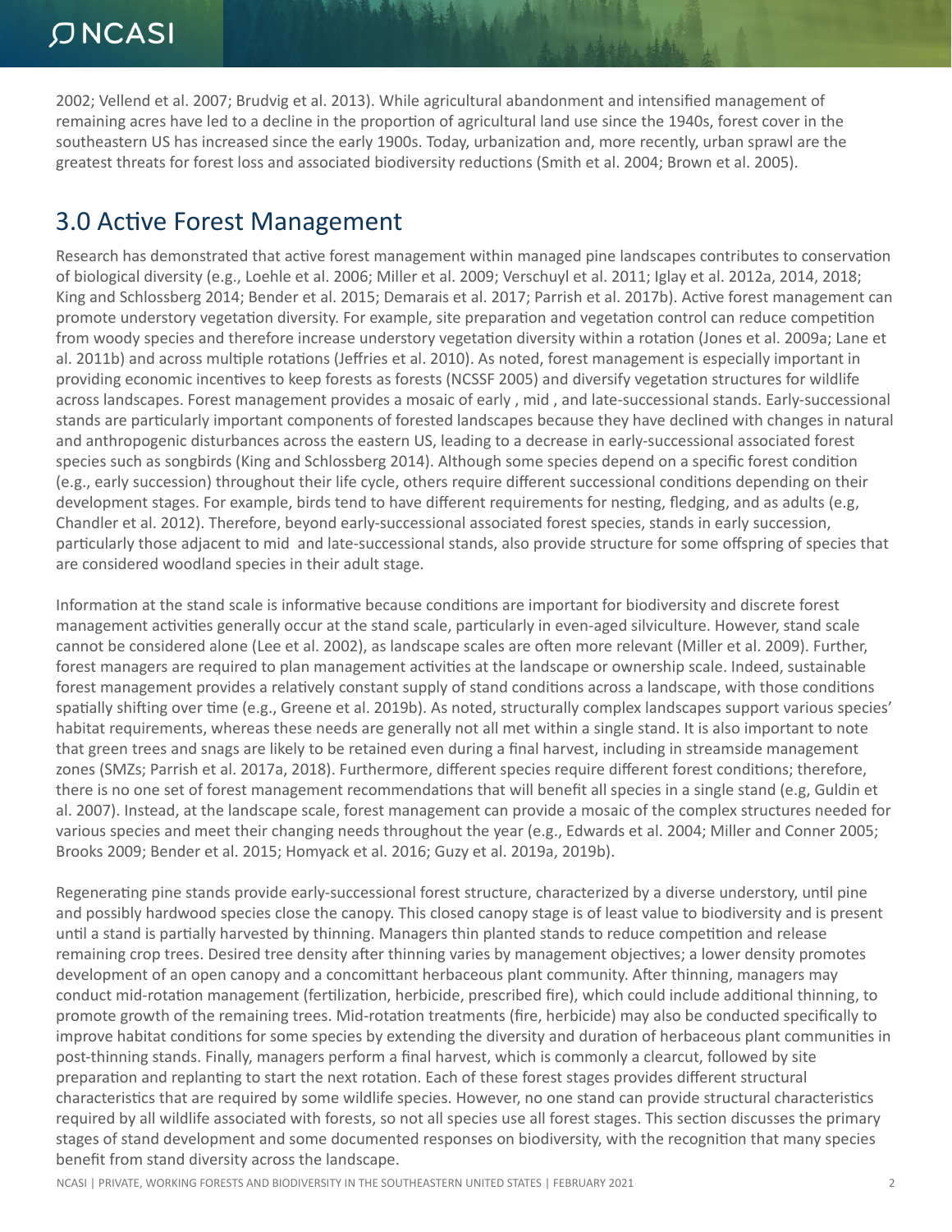2002; Vellend et al. 2007; Brudvig et al. 2013). While agricultural abandonment and intensified management of remaining acres have led to a decline in the proportion of agricultural land use since the 1940s, forest cover in the southeastern US has increased since the early 1900s. Today, urbanization and, more recently, urban sprawl are the greatest threats for forest loss and associated biodiversity reductions (Smith et al. 2004; Brown et al. 2005).

## 3.0 Active Forest Management

Research has demonstrated that active forest management within managed pine landscapes contributes to conservation of biological diversity (e.g., Loehle et al. 2006; Miller et al. 2009; Verschuyl et al. 2011; Iglay et al. 2012a, 2014, 2018; King and Schlossberg 2014; Bender et al. 2015; Demarais et al. 2017; Parrish et al. 2017b). Active forest management can promote understory vegetation diversity. For example, site preparation and vegetation control can reduce competition from woody species and therefore increase understory vegetation diversity within a rotation (Jones et al. 2009a; Lane et al. 2011b) and across multiple rotations (Jeffries et al. 2010). As noted, forest management is especially important in providing economic incentives to keep forests as forests (NCSSF 2005) and diversify vegetation structures for wildlife across landscapes. Forest management provides a mosaic of early , mid , and late-successional stands. Early-successional stands are particularly important components of forested landscapes because they have declined with changes in natural and anthropogenic disturbances across the eastern US, leading to a decrease in early-successional associated forest species such as songbirds (King and Schlossberg 2014). Although some species depend on a specific forest condition (e.g., early succession) throughout their life cycle, others require different successional conditions depending on their development stages. For example, birds tend to have different requirements for nesting, fledging, and as adults (e.g, Chandler et al. 2012). Therefore, beyond early-successional associated forest species, stands in early succession, particularly those adjacent to mid and late-successional stands, also provide structure for some offspring of species that are considered woodland species in their adult stage.

Information at the stand scale is informative because conditions are important for biodiversity and discrete forest management activities generally occur at the stand scale, particularly in even-aged silviculture. However, stand scale cannot be considered alone (Lee et al. 2002), as landscape scales are often more relevant (Miller et al. 2009). Further, forest managers are required to plan management activities at the landscape or ownership scale. Indeed, sustainable forest management provides a relatively constant supply of stand conditions across a landscape, with those conditions spatially shifting over time (e.g., Greene et al. 2019b). As noted, structurally complex landscapes support various species' habitat requirements, whereas these needs are generally not all met within a single stand. It is also important to note that green trees and snags are likely to be retained even during a final harvest, including in streamside management zones (SMZs; Parrish et al. 2017a, 2018). Furthermore, different species require different forest conditions; therefore, there is no one set of forest management recommendations that will benefit all species in a single stand (e.g, Guldin et al. 2007). Instead, at the landscape scale, forest management can provide a mosaic of the complex structures needed for various species and meet their changing needs throughout the year (e.g., Edwards et al. 2004; Miller and Conner 2005; Brooks 2009; Bender et al. 2015; Homyack et al. 2016; Guzy et al. 2019a, 2019b).

Regenerating pine stands provide early-successional forest structure, characterized by a diverse understory, until pine and possibly hardwood species close the canopy. This closed canopy stage is of least value to biodiversity and is present until a stand is partially harvested by thinning. Managers thin planted stands to reduce competition and release remaining crop trees. Desired tree density after thinning varies by management objectives; a lower density promotes development of an open canopy and a concomittant herbaceous plant community. After thinning, managers may conduct mid-rotation management (fertilization, herbicide, prescribed fire), which could include additional thinning, to promote growth of the remaining trees. Mid-rotation treatments (fire, herbicide) may also be conducted specifically to improve habitat conditions for some species by extending the diversity and duration of herbaceous plant communities in post-thinning stands. Finally, managers perform a final harvest, which is commonly a clearcut, followed by site preparation and replanting to start the next rotation. Each of these forest stages provides different structural characteristics that are required by some wildlife species. However, no one stand can provide structural characteristics required by all wildlife associated with forests, so not all species use all forest stages. This section discusses the primary stages of stand development and some documented responses on biodiversity, with the recognition that many species benefit from stand diversity across the landscape.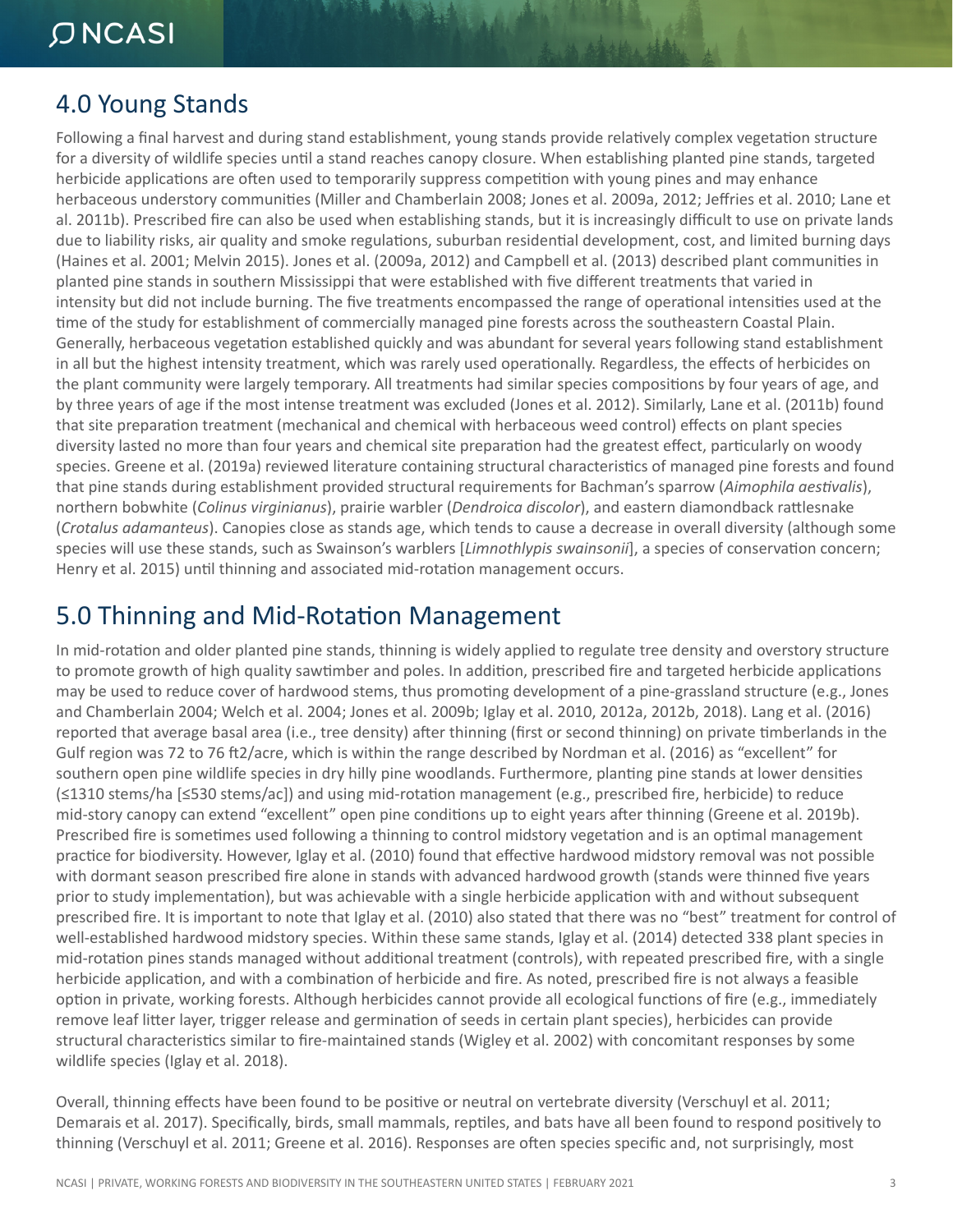## 4.0 Young Stands

Following a final harvest and during stand establishment, young stands provide relatively complex vegetation structure for a diversity of wildlife species until a stand reaches canopy closure. When establishing planted pine stands, targeted herbicide applications are often used to temporarily suppress competition with young pines and may enhance herbaceous understory communities (Miller and Chamberlain 2008; Jones et al. 2009a, 2012; Jeffries et al. 2010; Lane et al. 2011b). Prescribed fire can also be used when establishing stands, but it is increasingly difficult to use on private lands due to liability risks, air quality and smoke regulations, suburban residential development, cost, and limited burning days (Haines et al. 2001; Melvin 2015). Jones et al. (2009a, 2012) and Campbell et al. (2013) described plant communities in planted pine stands in southern Mississippi that were established with five different treatments that varied in intensity but did not include burning. The five treatments encompassed the range of operational intensities used at the time of the study for establishment of commercially managed pine forests across the southeastern Coastal Plain. Generally, herbaceous vegetation established quickly and was abundant for several years following stand establishment in all but the highest intensity treatment, which was rarely used operationally. Regardless, the effects of herbicides on the plant community were largely temporary. All treatments had similar species compositions by four years of age, and by three years of age if the most intense treatment was excluded (Jones et al. 2012). Similarly, Lane et al. (2011b) found that site preparation treatment (mechanical and chemical with herbaceous weed control) effects on plant species diversity lasted no more than four years and chemical site preparation had the greatest effect, particularly on woody species. Greene et al. (2019a) reviewed literature containing structural characteristics of managed pine forests and found that pine stands during establishment provided structural requirements for Bachman's sparrow (*Aimophila aestivalis*), northern bobwhite (*Colinus virginianus*), prairie warbler (*Dendroica discolor*), and eastern diamondback rattlesnake (*Crotalus adamanteus*). Canopies close as stands age, which tends to cause a decrease in overall diversity (although some species will use these stands, such as Swainson's warblers [*Limnothlypis swainsonii*], a species of conservation concern; Henry et al. 2015) until thinning and associated mid-rotation management occurs.

## 5.0 Thinning and Mid-Rotation Management

In mid-rotation and older planted pine stands, thinning is widely applied to regulate tree density and overstory structure to promote growth of high quality sawtimber and poles. In addition, prescribed fire and targeted herbicide applications may be used to reduce cover of hardwood stems, thus promoting development of a pine-grassland structure (e.g., Jones and Chamberlain 2004; Welch et al. 2004; Jones et al. 2009b; Iglay et al. 2010, 2012a, 2012b, 2018). Lang et al. (2016) reported that average basal area (i.e., tree density) after thinning (first or second thinning) on private timberlands in the Gulf region was 72 to 76 ft2/acre, which is within the range described by Nordman et al. (2016) as "excellent" for southern open pine wildlife species in dry hilly pine woodlands. Furthermore, planting pine stands at lower densities (≤1310 stems/ha [≤530 stems/ac]) and using mid-rotation management (e.g., prescribed fire, herbicide) to reduce mid-story canopy can extend "excellent" open pine conditions up to eight years after thinning (Greene et al. 2019b). Prescribed fire is sometimes used following a thinning to control midstory vegetation and is an optimal management practice for biodiversity. However, Iglay et al. (2010) found that effective hardwood midstory removal was not possible with dormant season prescribed fire alone in stands with advanced hardwood growth (stands were thinned five years prior to study implementation), but was achievable with a single herbicide application with and without subsequent prescribed fire. It is important to note that Iglay et al. (2010) also stated that there was no "best" treatment for control of well-established hardwood midstory species. Within these same stands, Iglay et al. (2014) detected 338 plant species in mid-rotation pines stands managed without additional treatment (controls), with repeated prescribed fire, with a single herbicide application, and with a combination of herbicide and fire. As noted, prescribed fire is not always a feasible option in private, working forests. Although herbicides cannot provide all ecological functions of fire (e.g., immediately remove leaf litter layer, trigger release and germination of seeds in certain plant species), herbicides can provide structural characteristics similar to fire-maintained stands (Wigley et al. 2002) with concomitant responses by some wildlife species (Iglay et al. 2018).

Overall, thinning effects have been found to be positive or neutral on vertebrate diversity (Verschuyl et al. 2011; Demarais et al. 2017). Specifically, birds, small mammals, reptiles, and bats have all been found to respond positively to thinning (Verschuyl et al. 2011; Greene et al. 2016). Responses are often species specific and, not surprisingly, most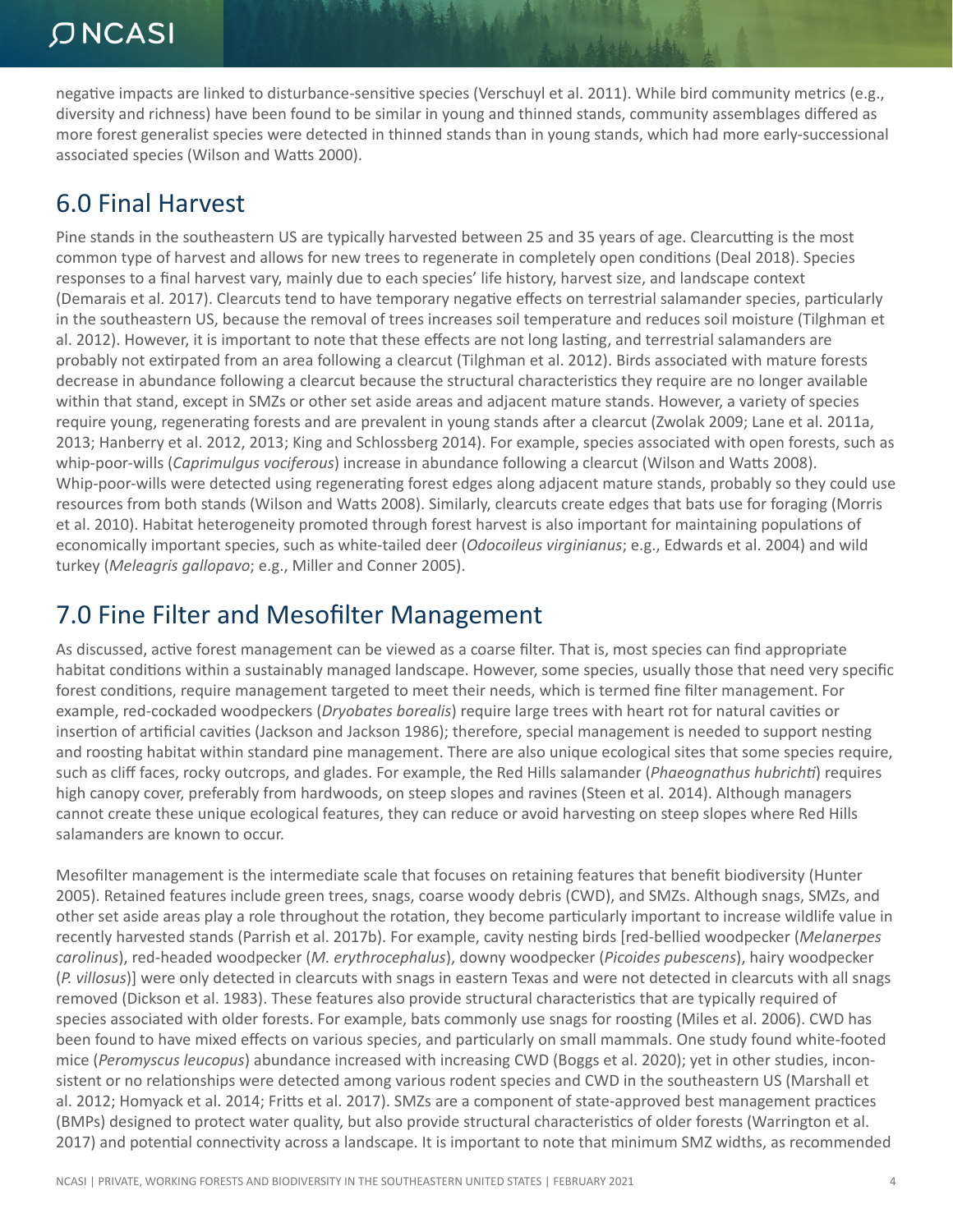negative impacts are linked to disturbance-sensitive species (Verschuyl et al. 2011). While bird community metrics (e.g., diversity and richness) have been found to be similar in young and thinned stands, community assemblages differed as more forest generalist species were detected in thinned stands than in young stands, which had more early-successional associated species (Wilson and Watts 2000).

## 6.0 Final Harvest

Pine stands in the southeastern US are typically harvested between 25 and 35 years of age. Clearcutting is the most common type of harvest and allows for new trees to regenerate in completely open conditions (Deal 2018). Species responses to a final harvest vary, mainly due to each species' life history, harvest size, and landscape context (Demarais et al. 2017). Clearcuts tend to have temporary negative effects on terrestrial salamander species, particularly in the southeastern US, because the removal of trees increases soil temperature and reduces soil moisture (Tilghman et al. 2012). However, it is important to note that these effects are not long lasting, and terrestrial salamanders are probably not extirpated from an area following a clearcut (Tilghman et al. 2012). Birds associated with mature forests decrease in abundance following a clearcut because the structural characteristics they require are no longer available within that stand, except in SMZs or other set aside areas and adjacent mature stands. However, a variety of species require young, regenerating forests and are prevalent in young stands after a clearcut (Zwolak 2009; Lane et al. 2011a, 2013; Hanberry et al. 2012, 2013; King and Schlossberg 2014). For example, species associated with open forests, such as whip-poor-wills (*Caprimulgus vociferous*) increase in abundance following a clearcut (Wilson and Watts 2008). Whip-poor-wills were detected using regenerating forest edges along adjacent mature stands, probably so they could use resources from both stands (Wilson and Watts 2008). Similarly, clearcuts create edges that bats use for foraging (Morris et al. 2010). Habitat heterogeneity promoted through forest harvest is also important for maintaining populations of economically important species, such as white-tailed deer (*Odocoileus virginianus*; e.g., Edwards et al. 2004) and wild turkey (*Meleagris gallopavo*; e.g., Miller and Conner 2005).

## 7.0 Fine Filter and Mesofilter Management

As discussed, active forest management can be viewed as a coarse filter. That is, most species can find appropriate habitat conditions within a sustainably managed landscape. However, some species, usually those that need very specific forest conditions, require management targeted to meet their needs, which is termed fine filter management. For example, red-cockaded woodpeckers (*Dryobates borealis*) require large trees with heart rot for natural cavities or insertion of artificial cavities (Jackson and Jackson 1986); therefore, special management is needed to support nesting and roosting habitat within standard pine management. There are also unique ecological sites that some species require, such as cliff faces, rocky outcrops, and glades. For example, the Red Hills salamander (*Phaeognathus hubrichti*) requires high canopy cover, preferably from hardwoods, on steep slopes and ravines (Steen et al. 2014). Although managers cannot create these unique ecological features, they can reduce or avoid harvesting on steep slopes where Red Hills salamanders are known to occur.

Mesofilter management is the intermediate scale that focuses on retaining features that benefit biodiversity (Hunter 2005). Retained features include green trees, snags, coarse woody debris (CWD), and SMZs. Although snags, SMZs, and other set aside areas play a role throughout the rotation, they become particularly important to increase wildlife value in recently harvested stands (Parrish et al. 2017b). For example, cavity nesting birds [red-bellied woodpecker (*Melanerpes carolinus*), red-headed woodpecker (*M. erythrocephalus*), downy woodpecker (*Picoides pubescens*), hairy woodpecker (*P. villosus*)] were only detected in clearcuts with snags in eastern Texas and were not detected in clearcuts with all snags removed (Dickson et al. 1983). These features also provide structural characteristics that are typically required of species associated with older forests. For example, bats commonly use snags for roosting (Miles et al. 2006). CWD has been found to have mixed effects on various species, and particularly on small mammals. One study found white-footed mice (*Peromyscus leucopus*) abundance increased with increasing CWD (Boggs et al. 2020); yet in other studies, inconsistent or no relationships were detected among various rodent species and CWD in the southeastern US (Marshall et al. 2012; Homyack et al. 2014; Fritts et al. 2017). SMZs are a component of state-approved best management practices (BMPs) designed to protect water quality, but also provide structural characteristics of older forests (Warrington et al. 2017) and potential connectivity across a landscape. It is important to note that minimum SMZ widths, as recommended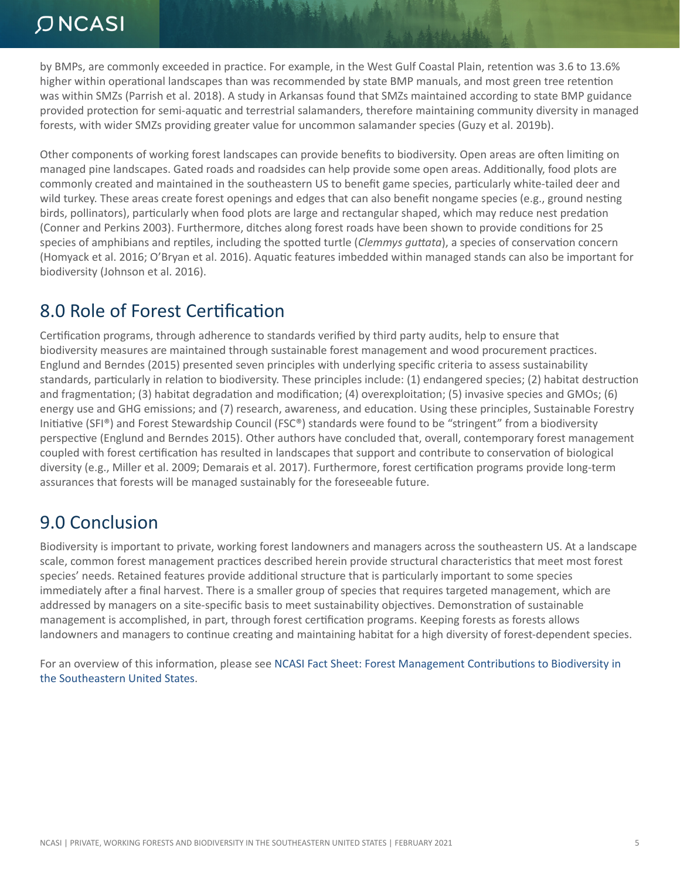by BMPs, are commonly exceeded in practice. For example, in the West Gulf Coastal Plain, retention was 3.6 to 13.6% higher within operational landscapes than was recommended by state BMP manuals, and most green tree retention was within SMZs (Parrish et al. 2018). A study in Arkansas found that SMZs maintained according to state BMP guidance provided protection for semi-aquatic and terrestrial salamanders, therefore maintaining community diversity in managed forests, with wider SMZs providing greater value for uncommon salamander species (Guzy et al. 2019b).

Other components of working forest landscapes can provide benefits to biodiversity. Open areas are often limiting on managed pine landscapes. Gated roads and roadsides can help provide some open areas. Additionally, food plots are commonly created and maintained in the southeastern US to benefit game species, particularly white-tailed deer and wild turkey. These areas create forest openings and edges that can also benefit nongame species (e.g., ground nesting birds, pollinators), particularly when food plots are large and rectangular shaped, which may reduce nest predation (Conner and Perkins 2003). Furthermore, ditches along forest roads have been shown to provide conditions for 25 species of amphibians and reptiles, including the spotted turtle (*Clemmys guttata*), a species of conservation concern (Homyack et al. 2016; O'Bryan et al. 2016). Aquatic features imbedded within managed stands can also be important for biodiversity (Johnson et al. 2016).

## 8.0 Role of Forest Certification

Certification programs, through adherence to standards verified by third party audits, help to ensure that biodiversity measures are maintained through sustainable forest management and wood procurement practices. Englund and Berndes (2015) presented seven principles with underlying specific criteria to assess sustainability standards, particularly in relation to biodiversity. These principles include: (1) endangered species; (2) habitat destruction and fragmentation; (3) habitat degradation and modification; (4) overexploitation; (5) invasive species and GMOs; (6) energy use and GHG emissions; and (7) research, awareness, and education. Using these principles, Sustainable Forestry Initiative (SFI®) and Forest Stewardship Council (FSC®) standards were found to be "stringent" from a biodiversity perspective (Englund and Berndes 2015). Other authors have concluded that, overall, contemporary forest management coupled with forest certification has resulted in landscapes that support and contribute to conservation of biological diversity (e.g., Miller et al. 2009; Demarais et al. 2017). Furthermore, forest certification programs provide long-term assurances that forests will be managed sustainably for the foreseeable future.

## 9.0 Conclusion

Biodiversity is important to private, working forest landowners and managers across the southeastern US. At a landscape scale, common forest management practices described herein provide structural characteristics that meet most forest species' needs. Retained features provide additional structure that is particularly important to some species immediately after a final harvest. There is a smaller group of species that requires targeted management, which are addressed by managers on a site-specific basis to meet sustainability objectives. Demonstration of sustainable management is accomplished, in part, through forest certification programs. Keeping forests as forests allows landowners and managers to continue creating and maintaining habitat for a high diversity of forest-dependent species.

For an overview of this information, please see NCASI Fact Sheet: Forest Management Contributions to Biodiversity in the Southeastern United States.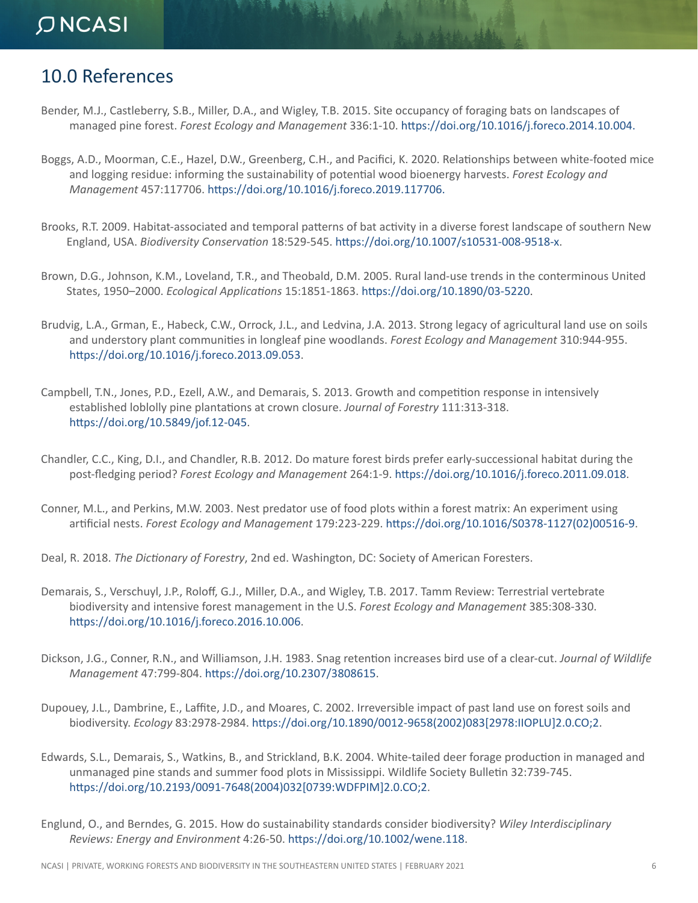## 10.0 References

Bender, M.J., Castleberry, S.B., Miller, D.A., and Wigley, T.B. 2015. Site occupancy of foraging bats on landscapes of managed pine forest. *Forest Ecology and Management* 336:1-10. https://doi.org/10.1016/j.foreco.2014.10.004.

Boggs, A.D., Moorman, C.E., Hazel, D.W., Greenberg, C.H., and Pacifici, K. 2020. Relationships between white-footed mice and logging residue: informing the sustainability of potential wood bioenergy harvests. *Forest Ecology and Management* 457:117706. https://doi.org/10.1016/j.foreco.2019.117706.

Brooks, R.T. 2009. Habitat-associated and temporal patterns of bat activity in a diverse forest landscape of southern New England, USA. *Biodiversity Conservation* 18:529-545. https://doi.org/10.1007/s10531-008-9518-x.

Brown, D.G., Johnson, K.M., Loveland, T.R., and Theobald, D.M. 2005. Rural land-use trends in the conterminous United States, 1950–2000. *Ecological Applications* 15:1851-1863. https://doi.org/10.1890/03-5220.

Brudvig, L.A., Grman, E., Habeck, C.W., Orrock, J.L., and Ledvina, J.A. 2013. Strong legacy of agricultural land use on soils and understory plant communities in longleaf pine woodlands. *Forest Ecology and Management* 310:944-955. https://doi.org/10.1016/j.foreco.2013.09.053.

Campbell, T.N., Jones, P.D., Ezell, A.W., and Demarais, S. 2013. Growth and competition response in intensively established loblolly pine plantations at crown closure. *Journal of Forestry* 111:313-318. https://doi.org/10.5849/jof.12-045.

Chandler, C.C., King, D.I., and Chandler, R.B. 2012. Do mature forest birds prefer early-successional habitat during the post-fledging period? *Forest Ecology and Management* 264:1-9. https://doi.org/10.1016/j.foreco.2011.09.018.

Conner, M.L., and Perkins, M.W. 2003. Nest predator use of food plots within a forest matrix: An experiment using artificial nests. *Forest Ecology and Management* 179:223-229. https://doi.org/10.1016/S0378-1127(02)00516-9.

Deal, R. 2018. *The Dictionary of Forestry*, 2nd ed. Washington, DC: Society of American Foresters.

Demarais, S., Verschuyl, J.P., Roloff, G.J., Miller, D.A., and Wigley, T.B. 2017. Tamm Review: Terrestrial vertebrate biodiversity and intensive forest management in the U.S. *Forest Ecology and Management* 385:308-330. https://doi.org/10.1016/j.foreco.2016.10.006.

Dickson, J.G., Conner, R.N., and Williamson, J.H. 1983. Snag retention increases bird use of a clear-cut. *Journal of Wildlife Management* 47:799-804. https://doi.org/10.2307/3808615.

Dupouey, J.L., Dambrine, E., Laffite, J.D., and Moares, C. 2002. Irreversible impact of past land use on forest soils and biodiversity. *Ecology* 83:2978-2984. https://doi.org/10.1890/0012-9658(2002)083[2978:IIOPLU]2.0.CO;2.

Edwards, S.L., Demarais, S., Watkins, B., and Strickland, B.K. 2004. White-tailed deer forage production in managed and unmanaged pine stands and summer food plots in Mississippi. Wildlife Society Bulletin 32:739-745. https://doi.org/10.2193/0091-7648(2004)032[0739:WDFPIM]2.0.CO;2.

Englund, O., and Berndes, G. 2015. How do sustainability standards consider biodiversity? *Wiley Interdisciplinary Reviews: Energy and Environment* 4:26-50. https://doi.org/10.1002/wene.118.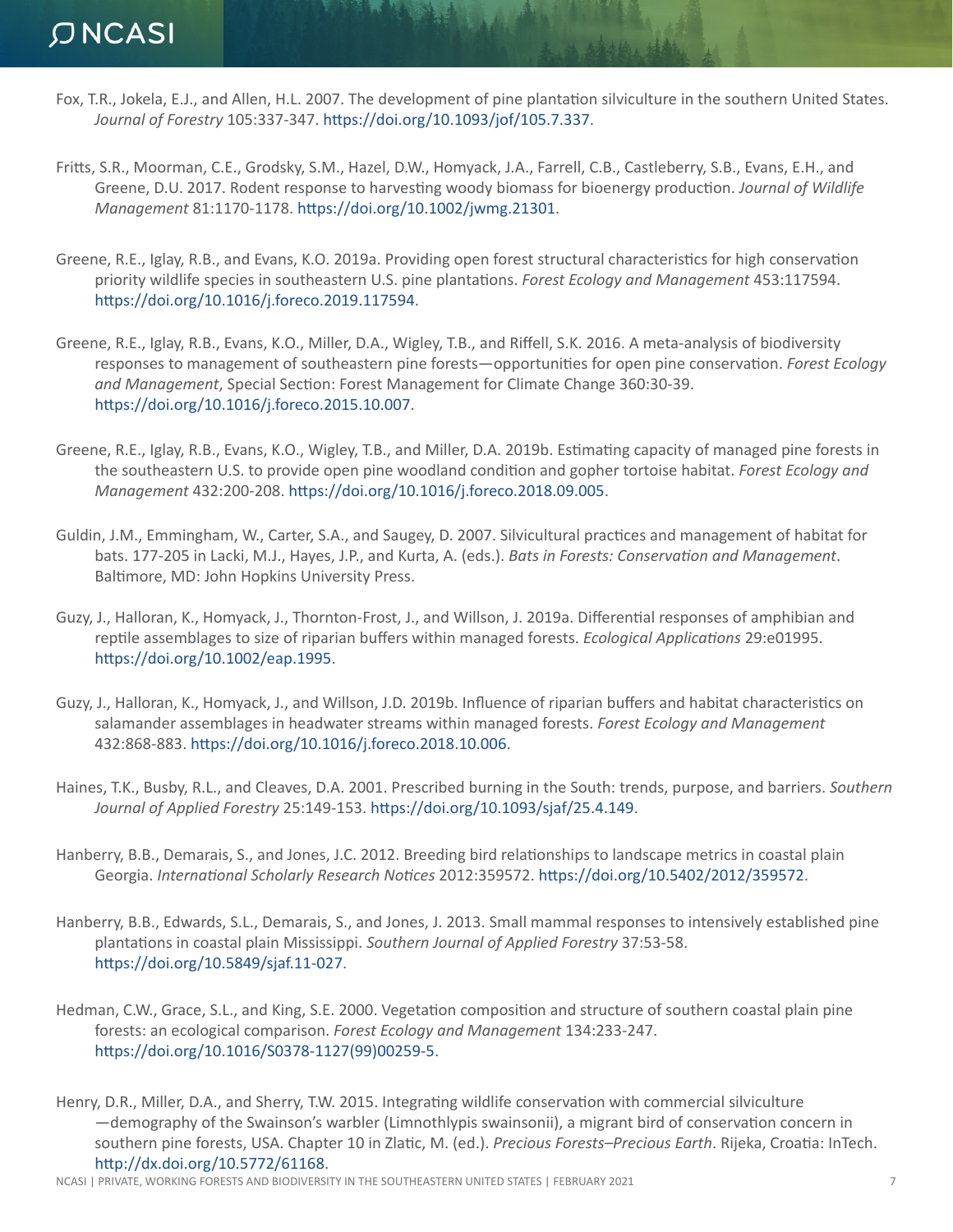Fox, T.R., Jokela, E.J., and Allen, H.L. 2007. The development of pine plantation silviculture in the southern United States. *Journal of Forestry* 105:337-347. https://doi.org/10.1093/jof/105.7.337.

Fritts, S.R., Moorman, C.E., Grodsky, S.M., Hazel, D.W., Homyack, J.A., Farrell, C.B., Castleberry, S.B., Evans, E.H., and Greene, D.U. 2017. Rodent response to harvesting woody biomass for bioenergy production. *Journal of Wildlife Management* 81:1170-1178. https://doi.org/10.1002/jwmg.21301.

Greene, R.E., Iglay, R.B., and Evans, K.O. 2019a. Providing open forest structural characteristics for high conservation priority wildlife species in southeastern U.S. pine plantations. *Forest Ecology and Management* 453:117594. https://doi.org/10.1016/j.foreco.2019.117594.

Greene, R.E., Iglay, R.B., Evans, K.O., Miller, D.A., Wigley, T.B., and Riffell, S.K. 2016. A meta-analysis of biodiversity responses to management of southeastern pine forests—opportunities for open pine conservation. *Forest Ecology and Management*, Special Section: Forest Management for Climate Change 360:30-39. https://doi.org/10.1016/j.foreco.2015.10.007.

Greene, R.E., Iglay, R.B., Evans, K.O., Wigley, T.B., and Miller, D.A. 2019b. Estimating capacity of managed pine forests in the southeastern U.S. to provide open pine woodland condition and gopher tortoise habitat. *Forest Ecology and Management* 432:200-208. https://doi.org/10.1016/j.foreco.2018.09.005.

Guldin, J.M., Emmingham, W., Carter, S.A., and Saugey, D. 2007. Silvicultural practices and management of habitat for bats. 177-205 in Lacki, M.J., Hayes, J.P., and Kurta, A. (eds.). *Bats in Forests: Conservation and Management*. Baltimore, MD: John Hopkins University Press.

Guzy, J., Halloran, K., Homyack, J., Thornton-Frost, J., and Willson, J. 2019a. Differential responses of amphibian and reptile assemblages to size of riparian buffers within managed forests. *Ecological Applications* 29:e01995. https://doi.org/10.1002/eap.1995.

Guzy, J., Halloran, K., Homyack, J., and Willson, J.D. 2019b. Influence of riparian buffers and habitat characteristics on salamander assemblages in headwater streams within managed forests. *Forest Ecology and Management* 432:868-883. https://doi.org/10.1016/j.foreco.2018.10.006.

Haines, T.K., Busby, R.L., and Cleaves, D.A. 2001. Prescribed burning in the South: trends, purpose, and barriers. *Southern Journal of Applied Forestry* 25:149-153. https://doi.org/10.1093/sjaf/25.4.149.

Hanberry, B.B., Demarais, S., and Jones, J.C. 2012. Breeding bird relationships to landscape metrics in coastal plain Georgia. *International Scholarly Research Notices* 2012:359572. https://doi.org/10.5402/2012/359572.

Hanberry, B.B., Edwards, S.L., Demarais, S., and Jones, J. 2013. Small mammal responses to intensively established pine plantations in coastal plain Mississippi. *Southern Journal of Applied Forestry* 37:53-58. https://doi.org/10.5849/sjaf.11-027.

Hedman, C.W., Grace, S.L., and King, S.E. 2000. Vegetation composition and structure of southern coastal plain pine forests: an ecological comparison. *Forest Ecology and Management* 134:233-247. https://doi.org/10.1016/S0378-1127(99)00259-5.

Henry, D.R., Miller, D.A., and Sherry, T.W. 2015. Integrating wildlife conservation with commercial silviculture—demography of the Swainson's warbler (Limnothlypis swainsonii), a migrant bird of conservation concern in southern pine forests, USA. Chapter 10 in Zlatic, M. (ed.). *Precious Forests–Precious Earth*. Rijeka, Croatia: InTech. http://dx.doi.org/10.5772/61168.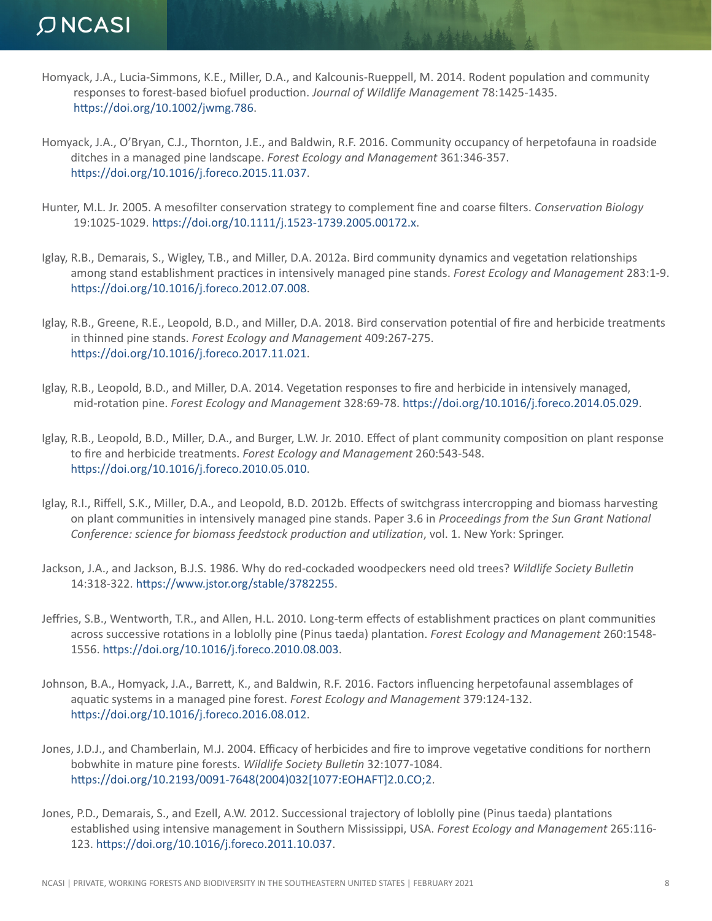Homyack, J.A., Lucia-Simmons, K.E., Miller, D.A., and Kalcounis-Rueppell, M. 2014. Rodent population and community responses to forest-based biofuel production. *Journal of Wildlife Management* 78:1425-1435. https://doi.org/10.1002/jwmg.786.

Homyack, J.A., O'Bryan, C.J., Thornton, J.E., and Baldwin, R.F. 2016. Community occupancy of herpetofauna in roadside ditches in a managed pine landscape. *Forest Ecology and Management* 361:346-357. https://doi.org/10.1016/j.foreco.2015.11.037.

Hunter, M.L. Jr. 2005. A mesofilter conservation strategy to complement fine and coarse filters. *Conservation Biology* 19:1025-1029. https://doi.org/10.1111/j.1523-1739.2005.00172.x.

Iglay, R.B., Demarais, S., Wigley, T.B., and Miller, D.A. 2012a. Bird community dynamics and vegetation relationships among stand establishment practices in intensively managed pine stands. *Forest Ecology and Management* 283:1-9. https://doi.org/10.1016/j.foreco.2012.07.008.

Iglay, R.B., Greene, R.E., Leopold, B.D., and Miller, D.A. 2018. Bird conservation potential of fire and herbicide treatments in thinned pine stands. *Forest Ecology and Management* 409:267-275. https://doi.org/10.1016/j.foreco.2017.11.021.

Iglay, R.B., Leopold, B.D., and Miller, D.A. 2014. Vegetation responses to fire and herbicide in intensively managed, mid-rotation pine. *Forest Ecology and Management* 328:69-78. https://doi.org/10.1016/j.foreco.2014.05.029.

Iglay, R.B., Leopold, B.D., Miller, D.A., and Burger, L.W. Jr. 2010. Effect of plant community composition on plant response to fire and herbicide treatments. *Forest Ecology and Management* 260:543-548. https://doi.org/10.1016/j.foreco.2010.05.010.

Iglay, R.I., Riffell, S.K., Miller, D.A., and Leopold, B.D. 2012b. Effects of switchgrass intercropping and biomass harvesting on plant communities in intensively managed pine stands. Paper 3.6 in *Proceedings from the Sun Grant National Conference: science for biomass feedstock production and utilization*, vol. 1. New York: Springer.

Jackson, J.A., and Jackson, B.J.S. 1986. Why do red-cockaded woodpeckers need old trees? *Wildlife Society Bulletin* 14:318-322. https://www.jstor.org/stable/3782255.

Jeffries, S.B., Wentworth, T.R., and Allen, H.L. 2010. Long-term effects of establishment practices on plant communities across successive rotations in a loblolly pine (Pinus taeda) plantation. *Forest Ecology and Management* 260:1548-1556. https://doi.org/10.1016/j.foreco.2010.08.003.

Johnson, B.A., Homyack, J.A., Barrett, K., and Baldwin, R.F. 2016. Factors influencing herpetofaunal assemblages of aquatic systems in a managed pine forest. *Forest Ecology and Management* 379:124-132. https://doi.org/10.1016/j.foreco.2016.08.012.

Jones, J.D.J., and Chamberlain, M.J. 2004. Efficacy of herbicides and fire to improve vegetative conditions for northern bobwhite in mature pine forests. *Wildlife Society Bulletin* 32:1077-1084. https://doi.org/10.2193/0091-7648(2004)032[1077:EOHAFT]2.0.CO;2.

Jones, P.D., Demarais, S., and Ezell, A.W. 2012. Successional trajectory of loblolly pine (Pinus taeda) plantations established using intensive management in Southern Mississippi, USA. *Forest Ecology and Management* 265:116-123. https://doi.org/10.1016/j.foreco.2011.10.037.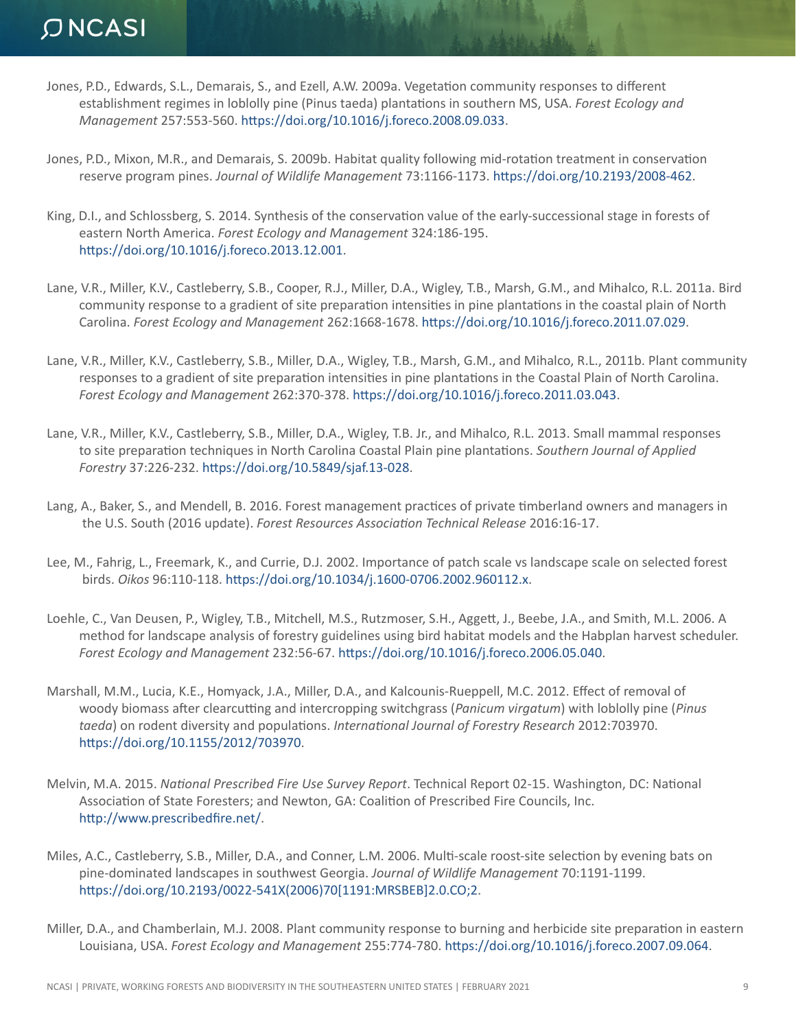Jones, P.D., Edwards, S.L., Demarais, S., and Ezell, A.W. 2009a. Vegetation community responses to different establishment regimes in loblolly pine (Pinus taeda) plantations in southern MS, USA. *Forest Ecology and Management* 257:553-560. https://doi.org/10.1016/j.foreco.2008.09.033.

Jones, P.D., Mixon, M.R., and Demarais, S. 2009b. Habitat quality following mid-rotation treatment in conservation reserve program pines. *Journal of Wildlife Management* 73:1166-1173. https://doi.org/10.2193/2008-462.

King, D.I., and Schlossberg, S. 2014. Synthesis of the conservation value of the early-successional stage in forests of eastern North America. *Forest Ecology and Management* 324:186-195. https://doi.org/10.1016/j.foreco.2013.12.001.

Lane, V.R., Miller, K.V., Castleberry, S.B., Cooper, R.J., Miller, D.A., Wigley, T.B., Marsh, G.M., and Mihalco, R.L. 2011a. Bird community response to a gradient of site preparation intensities in pine plantations in the coastal plain of North Carolina. *Forest Ecology and Management* 262:1668-1678. https://doi.org/10.1016/j.foreco.2011.07.029.

Lane, V.R., Miller, K.V., Castleberry, S.B., Miller, D.A., Wigley, T.B., Marsh, G.M., and Mihalco, R.L., 2011b. Plant community responses to a gradient of site preparation intensities in pine plantations in the Coastal Plain of North Carolina. *Forest Ecology and Management* 262:370-378. https://doi.org/10.1016/j.foreco.2011.03.043.

Lane, V.R., Miller, K.V., Castleberry, S.B., Miller, D.A., Wigley, T.B. Jr., and Mihalco, R.L. 2013. Small mammal responses to site preparation techniques in North Carolina Coastal Plain pine plantations. *Southern Journal of Applied Forestry* 37:226-232. https://doi.org/10.5849/sjaf.13-028.

Lang, A., Baker, S., and Mendell, B. 2016. Forest management practices of private timberland owners and managers in the U.S. South (2016 update). *Forest Resources Association Technical Release* 2016:16-17.

Lee, M., Fahrig, L., Freemark, K., and Currie, D.J. 2002. Importance of patch scale vs landscape scale on selected forest birds. *Oikos* 96:110-118. https://doi.org/10.1034/j.1600-0706.2002.960112.x.

Loehle, C., Van Deusen, P., Wigley, T.B., Mitchell, M.S., Rutzmoser, S.H., Aggett, J., Beebe, J.A., and Smith, M.L. 2006. A method for landscape analysis of forestry guidelines using bird habitat models and the Habplan harvest scheduler. *Forest Ecology and Management* 232:56-67. https://doi.org/10.1016/j.foreco.2006.05.040.

Marshall, M.M., Lucia, K.E., Homyack, J.A., Miller, D.A., and Kalcounis-Rueppell, M.C. 2012. Effect of removal of woody biomass after clearcutting and intercropping switchgrass (*Panicum virgatum*) with loblolly pine (*Pinus taeda*) on rodent diversity and populations. *International Journal of Forestry Research* 2012:703970. https://doi.org/10.1155/2012/703970.

Melvin, M.A. 2015. *National Prescribed Fire Use Survey Report*. Technical Report 02-15. Washington, DC: National Association of State Foresters; and Newton, GA: Coalition of Prescribed Fire Councils, Inc. http://www.prescribedfire.net/.

Miles, A.C., Castleberry, S.B., Miller, D.A., and Conner, L.M. 2006. Multi-scale roost-site selection by evening bats on pine-dominated landscapes in southwest Georgia. *Journal of Wildlife Management* 70:1191-1199. https://doi.org/10.2193/0022-541X(2006)70[1191:MRSBEB]2.0.CO;2.

Miller, D.A., and Chamberlain, M.J. 2008. Plant community response to burning and herbicide site preparation in eastern Louisiana, USA. *Forest Ecology and Management* 255:774-780. https://doi.org/10.1016/j.foreco.2007.09.064.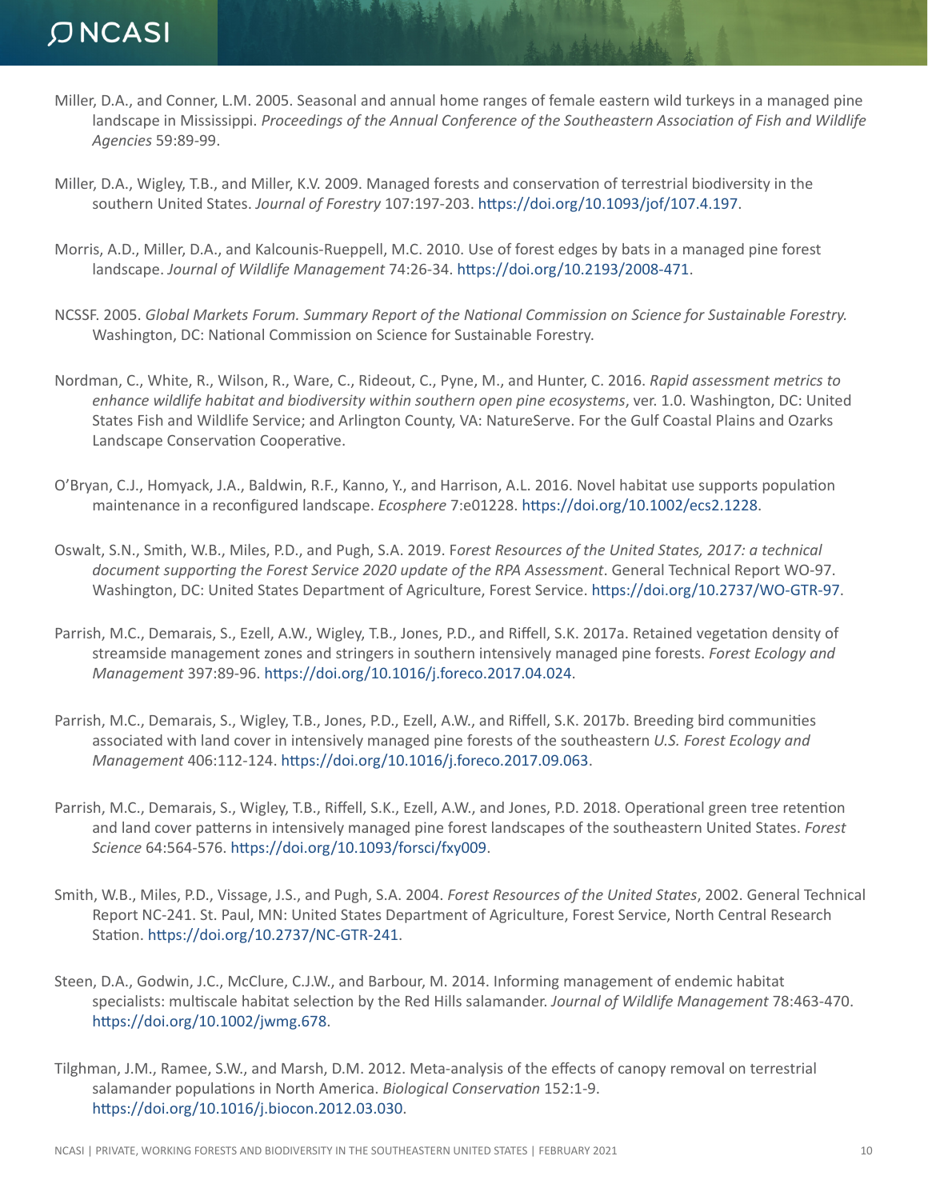Miller, D.A., and Conner, L.M. 2005. Seasonal and annual home ranges of female eastern wild turkeys in a managed pine landscape in Mississippi. *Proceedings of the Annual Conference of the Southeastern Association of Fish and Wildlife Agencies* 59:89-99.

Miller, D.A., Wigley, T.B., and Miller, K.V. 2009. Managed forests and conservation of terrestrial biodiversity in the southern United States. *Journal of Forestry* 107:197-203. https://doi.org/10.1093/jof/107.4.197.

Morris, A.D., Miller, D.A., and Kalcounis-Rueppell, M.C. 2010. Use of forest edges by bats in a managed pine forest landscape. *Journal of Wildlife Management* 74:26-34. https://doi.org/10.2193/2008-471.

NCSSF. 2005. *Global Markets Forum. Summary Report of the National Commission on Science for Sustainable Forestry.* Washington, DC: National Commission on Science for Sustainable Forestry.

Nordman, C., White, R., Wilson, R., Ware, C., Rideout, C., Pyne, M., and Hunter, C. 2016. *Rapid assessment metrics to enhance wildlife habitat and biodiversity within southern open pine ecosystems*, ver. 1.0. Washington, DC: United States Fish and Wildlife Service; and Arlington County, VA: NatureServe. For the Gulf Coastal Plains and Ozarks Landscape Conservation Cooperative.

O'Bryan, C.J., Homyack, J.A., Baldwin, R.F., Kanno, Y., and Harrison, A.L. 2016. Novel habitat use supports population maintenance in a reconfigured landscape. *Ecosphere* 7:e01228. https://doi.org/10.1002/ecs2.1228.

Oswalt, S.N., Smith, W.B., Miles, P.D., and Pugh, S.A. 2019. F*orest Resources of the United States, 2017: a technical document supporting the Forest Service 2020 update of the RPA Assessment*. General Technical Report WO-97. Washington, DC: United States Department of Agriculture, Forest Service. https://doi.org/10.2737/WO-GTR-97.

Parrish, M.C., Demarais, S., Ezell, A.W., Wigley, T.B., Jones, P.D., and Riffell, S.K. 2017a. Retained vegetation density of streamside management zones and stringers in southern intensively managed pine forests. *Forest Ecology and Management* 397:89-96. https://doi.org/10.1016/j.foreco.2017.04.024.

Parrish, M.C., Demarais, S., Wigley, T.B., Jones, P.D., Ezell, A.W., and Riffell, S.K. 2017b. Breeding bird communities associated with land cover in intensively managed pine forests of the southeastern *U.S. Forest Ecology and Management* 406:112-124. https://doi.org/10.1016/j.foreco.2017.09.063.

Parrish, M.C., Demarais, S., Wigley, T.B., Riffell, S.K., Ezell, A.W., and Jones, P.D. 2018. Operational green tree retention and land cover patterns in intensively managed pine forest landscapes of the southeastern United States. *Forest Science* 64:564-576. https://doi.org/10.1093/forsci/fxy009.

Smith, W.B., Miles, P.D., Vissage, J.S., and Pugh, S.A. 2004. *Forest Resources of the United States*, 2002. General Technical Report NC-241. St. Paul, MN: United States Department of Agriculture, Forest Service, North Central Research Station. https://doi.org/10.2737/NC-GTR-241.

Steen, D.A., Godwin, J.C., McClure, C.J.W., and Barbour, M. 2014. Informing management of endemic habitat specialists: multiscale habitat selection by the Red Hills salamander. *Journal of Wildlife Management* 78:463-470. https://doi.org/10.1002/jwmg.678.

Tilghman, J.M., Ramee, S.W., and Marsh, D.M. 2012. Meta-analysis of the effects of canopy removal on terrestrial salamander populations in North America. *Biological Conservation* 152:1-9. https://doi.org/10.1016/j.biocon.2012.03.030.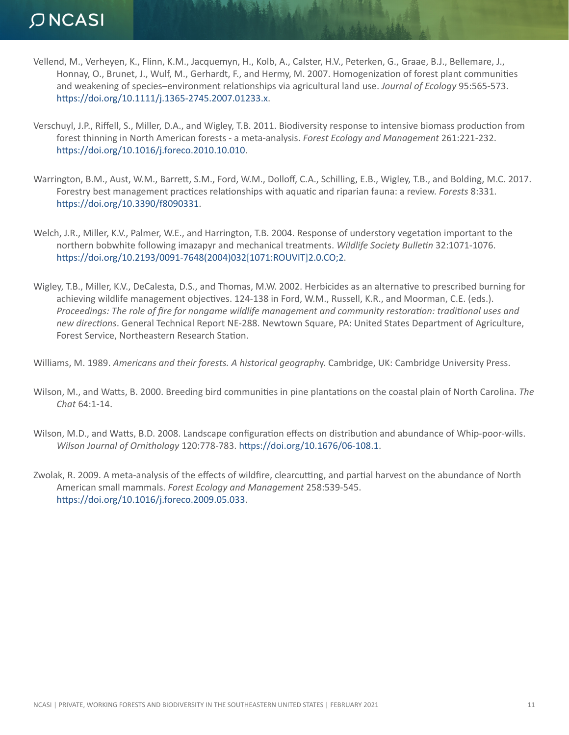Vellend, M., Verheyen, K., Flinn, K.M., Jacquemyn, H., Kolb, A., Calster, H.V., Peterken, G., Graae, B.J., Bellemare, J., Honnay, O., Brunet, J., Wulf, M., Gerhardt, F., and Hermy, M. 2007. Homogenization of forest plant communities and weakening of species–environment relationships via agricultural land use. *Journal of Ecology* 95:565-573. https://doi.org/10.1111/j.1365-2745.2007.01233.x.

Verschuyl, J.P., Riffell, S., Miller, D.A., and Wigley, T.B. 2011. Biodiversity response to intensive biomass production from forest thinning in North American forests - a meta-analysis. *Forest Ecology and Management* 261:221-232. https://doi.org/10.1016/j.foreco.2010.10.010.

Warrington, B.M., Aust, W.M., Barrett, S.M., Ford, W.M., Dolloff, C.A., Schilling, E.B., Wigley, T.B., and Bolding, M.C. 2017. Forestry best management practices relationships with aquatic and riparian fauna: a review. *Forests* 8:331. https://doi.org/10.3390/f8090331.

Welch, J.R., Miller, K.V., Palmer, W.E., and Harrington, T.B. 2004. Response of understory vegetation important to the northern bobwhite following imazapyr and mechanical treatments. *Wildlife Society Bulletin* 32:1071-1076. https://doi.org/10.2193/0091-7648(2004)032[1071:ROUVIT]2.0.CO;2.

Wigley, T.B., Miller, K.V., DeCalesta, D.S., and Thomas, M.W. 2002. Herbicides as an alternative to prescribed burning for achieving wildlife management objectives. 124-138 in Ford, W.M., Russell, K.R., and Moorman, C.E. (eds.). *Proceedings: The role of fire for nongame wildlife management and community restoration: traditional uses and new directions*. General Technical Report NE-288. Newtown Square, PA: United States Department of Agriculture, Forest Service, Northeastern Research Station.

Williams, M. 1989. *Americans and their forests. A historical geography*. Cambridge, UK: Cambridge University Press.

Wilson, M., and Watts, B. 2000. Breeding bird communities in pine plantations on the coastal plain of North Carolina. *The Chat* 64:1-14.

Wilson, M.D., and Watts, B.D. 2008. Landscape configuration effects on distribution and abundance of Whip-poor-wills. *Wilson Journal of Ornithology* 120:778-783. https://doi.org/10.1676/06-108.1.

Zwolak, R. 2009. A meta-analysis of the effects of wildfire, clearcutting, and partial harvest on the abundance of North American small mammals. *Forest Ecology and Management* 258:539-545. https://doi.org/10.1016/j.foreco.2009.05.033.